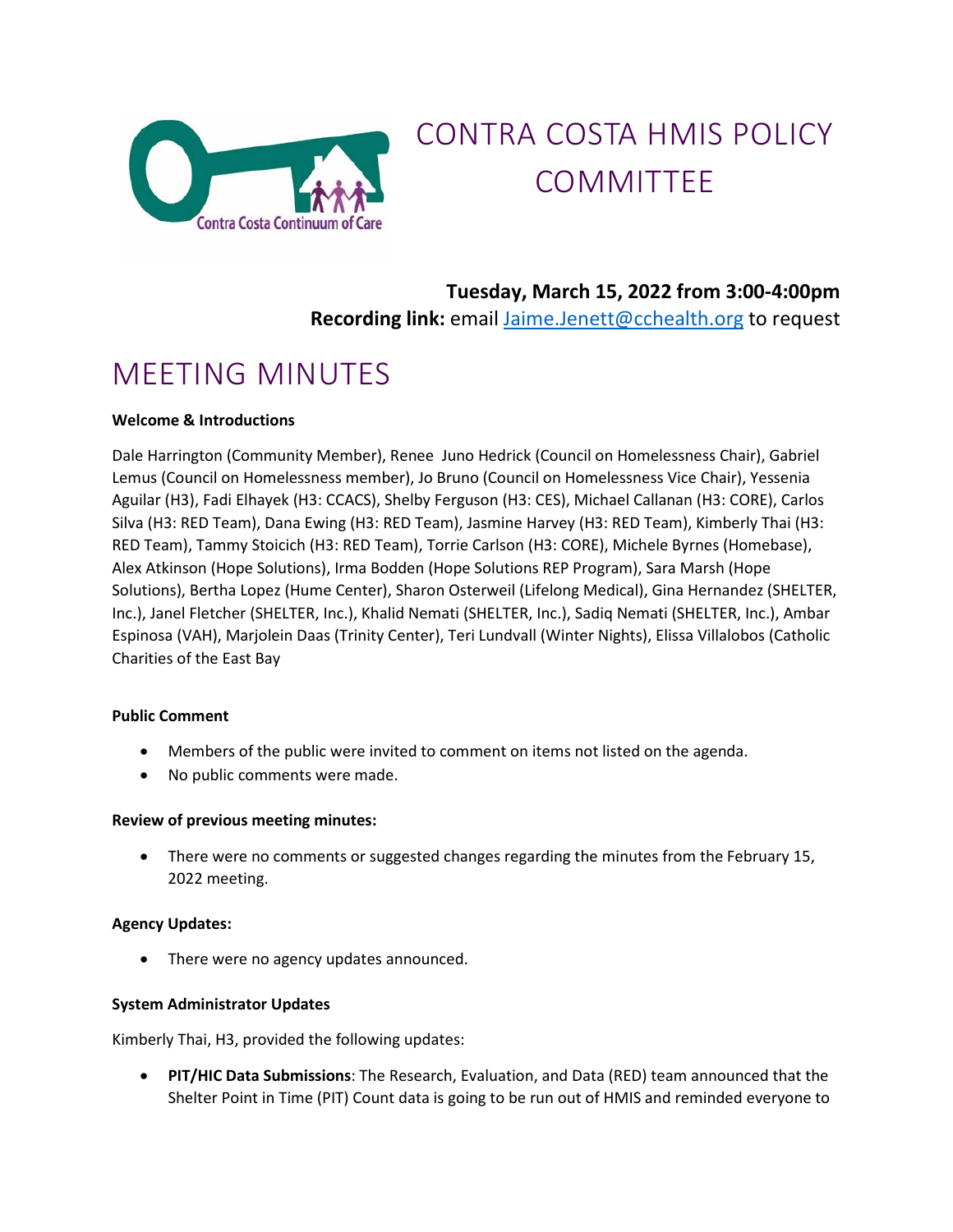# CONTRA COSTA HMIS POLICY COMMITTEE

**Tuesday, March 15, 2022 from 3:00-4:00pm**
**Recording link:** email Jaime.Jenett@cchealth.org to request

# MEETING MINUTES

**Welcome & Introductions**

Dale Harrington (Community Member), Renee Juno Hedrick (Council on Homelessness Chair), Gabriel Lemus (Council on Homelessness member), Jo Bruno (Council on Homelessness Vice Chair), Yessenia Aguilar (H3), Fadi Elhayek (H3: CCACS), Shelby Ferguson (H3: CES), Michael Callanan (H3: CORE), Carlos Silva (H3: RED Team), Dana Ewing (H3: RED Team), Jasmine Harvey (H3: RED Team), Kimberly Thai (H3: RED Team), Tammy Stoicich (H3: RED Team), Torrie Carlson (H3: CORE), Michele Byrnes (Homebase), Alex Atkinson (Hope Solutions), Irma Bodden (Hope Solutions REP Program), Sara Marsh (Hope Solutions), Bertha Lopez (Hume Center), Sharon Osterweil (Lifelong Medical), Gina Hernandez (SHELTER, Inc.), Janel Fletcher (SHELTER, Inc.), Khalid Nemati (SHELTER, Inc.), Sadiq Nemati (SHELTER, Inc.), Ambar Espinosa (VAH), Marjolein Daas (Trinity Center), Teri Lundvall (Winter Nights), Elissa Villalobos (Catholic Charities of the East Bay

**Public Comment**

- Members of the public were invited to comment on items not listed on the agenda.
- No public comments were made.

**Review of previous meeting minutes:**

- There were no comments or suggested changes regarding the minutes from the February 15, 2022 meeting.

**Agency Updates:**

- There were no agency updates announced.

**System Administrator Updates**

Kimberly Thai, H3, provided the following updates:

- **PIT/HIC Data Submissions**: The Research, Evaluation, and Data (RED) team announced that the Shelter Point in Time (PIT) Count data is going to be run out of HMIS and reminded everyone to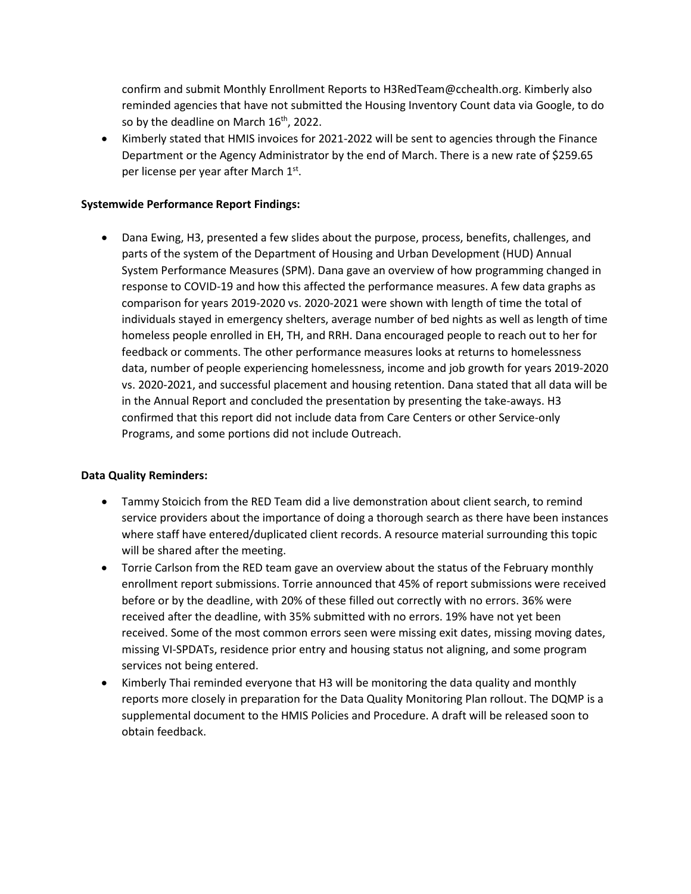confirm and submit Monthly Enrollment Reports to H3RedTeam@cchealth.org. Kimberly also reminded agencies that have not submitted the Housing Inventory Count data via Google, to do so by the deadline on March 16th, 2022.

- Kimberly stated that HMIS invoices for 2021-2022 will be sent to agencies through the Finance Department or the Agency Administrator by the end of March. There is a new rate of $259.65 per license per year after March 1st.

**Systemwide Performance Report Findings:**

- Dana Ewing, H3, presented a few slides about the purpose, process, benefits, challenges, and parts of the system of the Department of Housing and Urban Development (HUD) Annual System Performance Measures (SPM). Dana gave an overview of how programming changed in response to COVID-19 and how this affected the performance measures. A few data graphs as comparison for years 2019-2020 vs. 2020-2021 were shown with length of time the total of individuals stayed in emergency shelters, average number of bed nights as well as length of time homeless people enrolled in EH, TH, and RRH. Dana encouraged people to reach out to her for feedback or comments. The other performance measures looks at returns to homelessness data, number of people experiencing homelessness, income and job growth for years 2019-2020 vs. 2020-2021, and successful placement and housing retention. Dana stated that all data will be in the Annual Report and concluded the presentation by presenting the take-aways. H3 confirmed that this report did not include data from Care Centers or other Service-only Programs, and some portions did not include Outreach.

**Data Quality Reminders:**

- Tammy Stoicich from the RED Team did a live demonstration about client search, to remind service providers about the importance of doing a thorough search as there have been instances where staff have entered/duplicated client records. A resource material surrounding this topic will be shared after the meeting.
- Torrie Carlson from the RED team gave an overview about the status of the February monthly enrollment report submissions. Torrie announced that 45% of report submissions were received before or by the deadline, with 20% of these filled out correctly with no errors. 36% were received after the deadline, with 35% submitted with no errors. 19% have not yet been received. Some of the most common errors seen were missing exit dates, missing moving dates, missing VI-SPDATs, residence prior entry and housing status not aligning, and some program services not being entered.
- Kimberly Thai reminded everyone that H3 will be monitoring the data quality and monthly reports more closely in preparation for the Data Quality Monitoring Plan rollout. The DQMP is a supplemental document to the HMIS Policies and Procedure. A draft will be released soon to obtain feedback.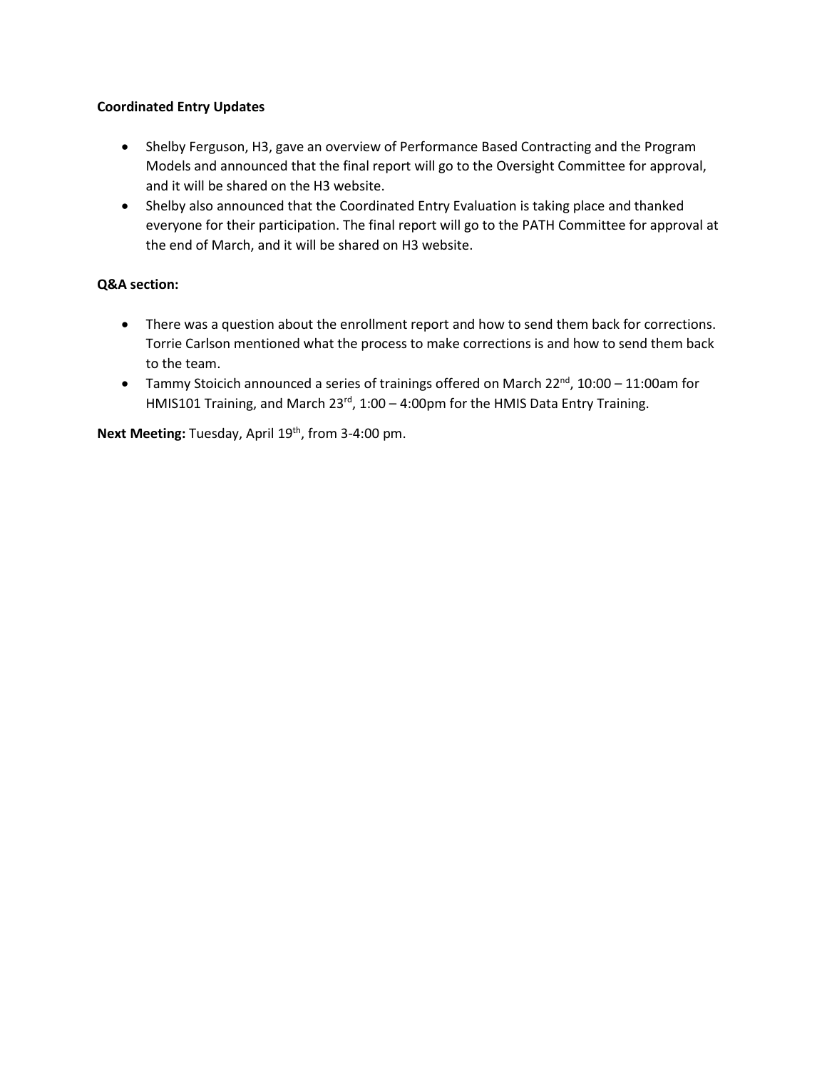**Coordinated Entry Updates**

- Shelby Ferguson, H3, gave an overview of Performance Based Contracting and the Program Models and announced that the final report will go to the Oversight Committee for approval, and it will be shared on the H3 website.
- Shelby also announced that the Coordinated Entry Evaluation is taking place and thanked everyone for their participation. The final report will go to the PATH Committee for approval at the end of March, and it will be shared on H3 website.

**Q&A section:**

- There was a question about the enrollment report and how to send them back for corrections. Torrie Carlson mentioned what the process to make corrections is and how to send them back to the team.
- Tammy Stoicich announced a series of trainings offered on March 22nd, 10:00 – 11:00am for HMIS101 Training, and March 23rd, 1:00 – 4:00pm for the HMIS Data Entry Training.

**Next Meeting:** Tuesday, April 19th, from 3-4:00 pm.